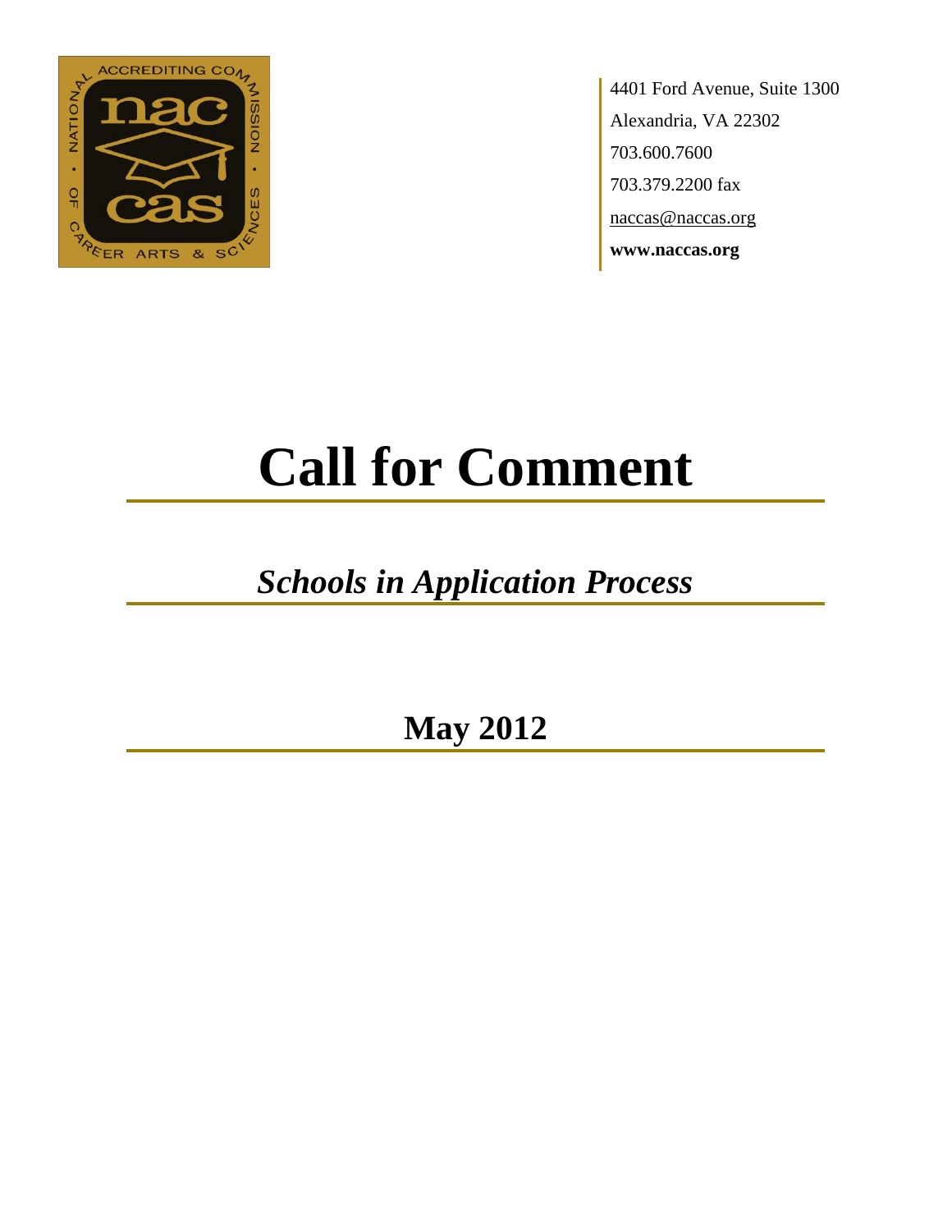4401 Ford Avenue, Suite 1300
Alexandria, VA 22302
703.600.7600
703.379.2200 fax
naccas@naccas.org
**www.naccas.org**

# Call for Comment

## *Schools in Application Process*

## May 2012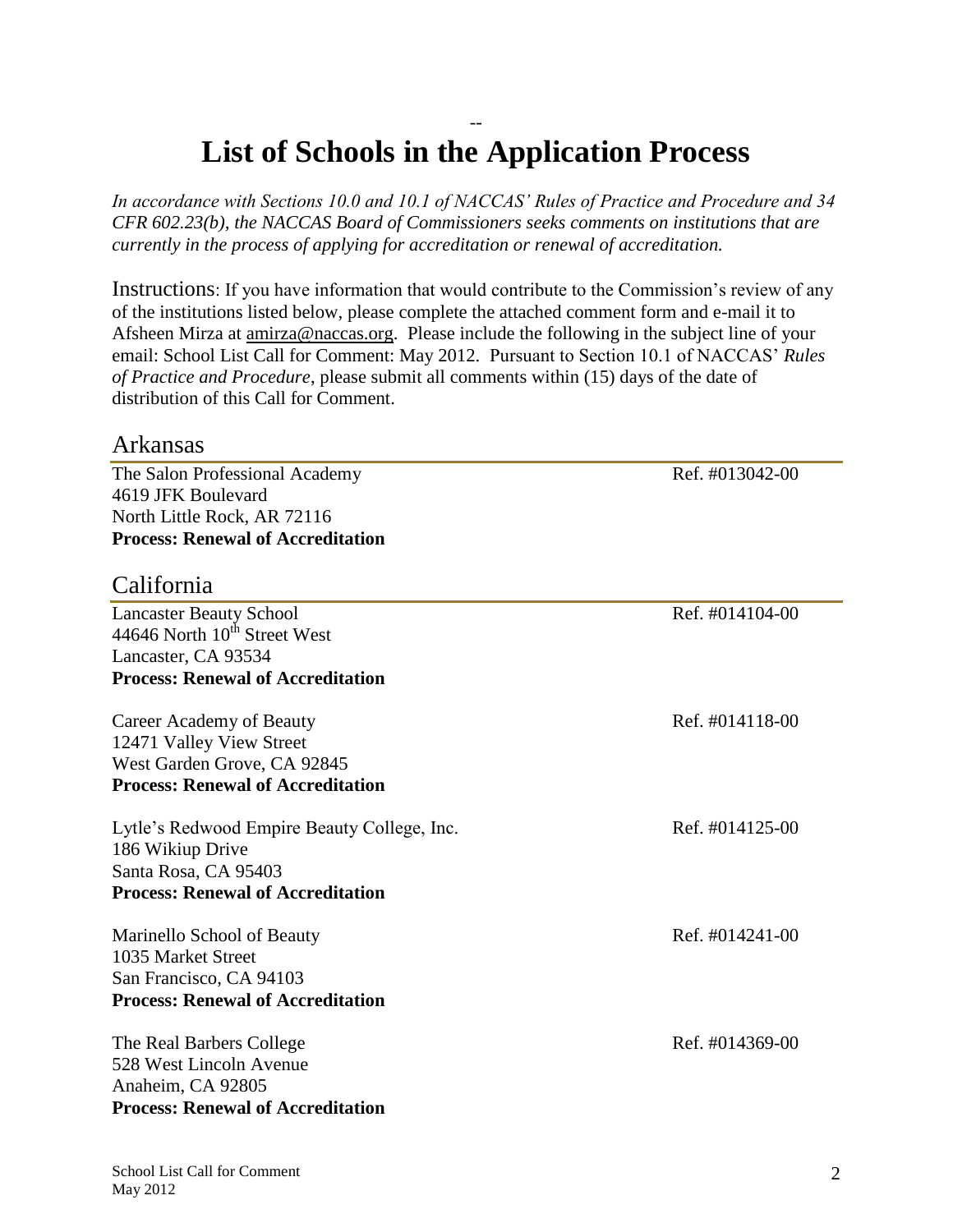# List of Schools in the Application Process

*In accordance with Sections 10.0 and 10.1 of NACCAS' Rules of Practice and Procedure and 34 CFR 602.23(b), the NACCAS Board of Commissioners seeks comments on institutions that are currently in the process of applying for accreditation or renewal of accreditation.*

Instructions: If you have information that would contribute to the Commission's review of any of the institutions listed below, please complete the attached comment form and e-mail it to Afsheen Mirza at amirza@naccas.org. Please include the following in the subject line of your email: School List Call for Comment: May 2012. Pursuant to Section 10.1 of NACCAS' *Rules of Practice and Procedure*, please submit all comments within (15) days of the date of distribution of this Call for Comment.

## Arkansas

The Salon Professional Academy — Ref. #013042-00
4619 JFK Boulevard
North Little Rock, AR 72116
**Process: Renewal of Accreditation**

## California

Lancaster Beauty School — Ref. #014104-00
44646 North 10th Street West
Lancaster, CA 93534
**Process: Renewal of Accreditation**

Career Academy of Beauty — Ref. #014118-00
12471 Valley View Street
West Garden Grove, CA 92845
**Process: Renewal of Accreditation**

Lytle's Redwood Empire Beauty College, Inc. — Ref. #014125-00
186 Wikiup Drive
Santa Rosa, CA 95403
**Process: Renewal of Accreditation**

Marinello School of Beauty — Ref. #014241-00
1035 Market Street
San Francisco, CA 94103
**Process: Renewal of Accreditation**

The Real Barbers College — Ref. #014369-00
528 West Lincoln Avenue
Anaheim, CA 92805
**Process: Renewal of Accreditation**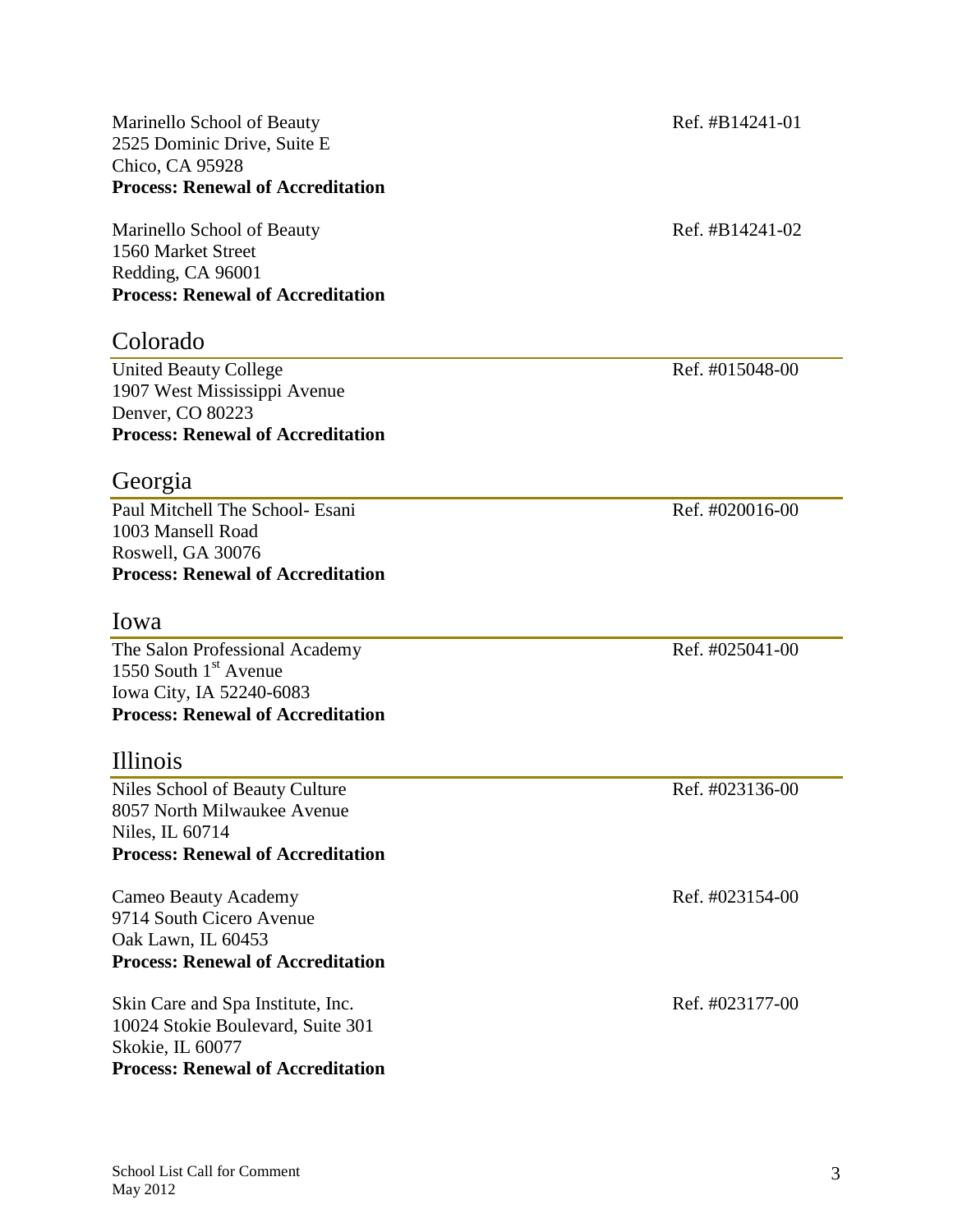Marinello School of Beauty — Ref. #B14241-01
2525 Dominic Drive, Suite E
Chico, CA 95928
**Process: Renewal of Accreditation**

Marinello School of Beauty — Ref. #B14241-02
1560 Market Street
Redding, CA 96001
**Process: Renewal of Accreditation**

## Colorado

United Beauty College — Ref. #015048-00
1907 West Mississippi Avenue
Denver, CO 80223
**Process: Renewal of Accreditation**

## Georgia

Paul Mitchell The School- Esani — Ref. #020016-00
1003 Mansell Road
Roswell, GA 30076
**Process: Renewal of Accreditation**

## Iowa

The Salon Professional Academy — Ref. #025041-00
1550 South 1st Avenue
Iowa City, IA 52240-6083
**Process: Renewal of Accreditation**

## Illinois

Niles School of Beauty Culture — Ref. #023136-00
8057 North Milwaukee Avenue
Niles, IL 60714
**Process: Renewal of Accreditation**

Cameo Beauty Academy — Ref. #023154-00
9714 South Cicero Avenue
Oak Lawn, IL 60453
**Process: Renewal of Accreditation**

Skin Care and Spa Institute, Inc. — Ref. #023177-00
10024 Stokie Boulevard, Suite 301
Skokie, IL 60077
**Process: Renewal of Accreditation**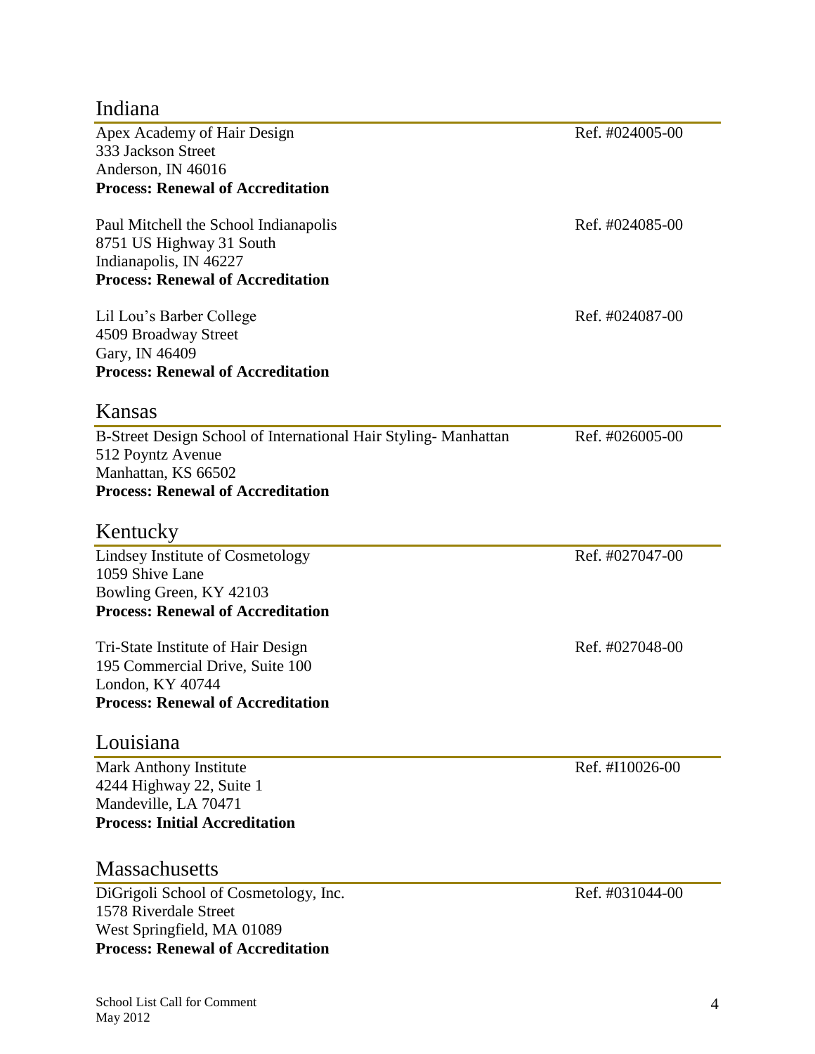## Indiana

Apex Academy of Hair Design — Ref. #024005-00
333 Jackson Street
Anderson, IN 46016
**Process: Renewal of Accreditation**

Paul Mitchell the School Indianapolis — Ref. #024085-00
8751 US Highway 31 South
Indianapolis, IN 46227
**Process: Renewal of Accreditation**

Lil Lou's Barber College — Ref. #024087-00
4509 Broadway Street
Gary, IN 46409
**Process: Renewal of Accreditation**

## Kansas

B-Street Design School of International Hair Styling- Manhattan — Ref. #026005-00
512 Poyntz Avenue
Manhattan, KS 66502
**Process: Renewal of Accreditation**

## Kentucky

Lindsey Institute of Cosmetology — Ref. #027047-00
1059 Shive Lane
Bowling Green, KY 42103
**Process: Renewal of Accreditation**

Tri-State Institute of Hair Design — Ref. #027048-00
195 Commercial Drive, Suite 100
London, KY 40744
**Process: Renewal of Accreditation**

## Louisiana

Mark Anthony Institute — Ref. #I10026-00
4244 Highway 22, Suite 1
Mandeville, LA 70471
**Process: Initial Accreditation**

## Massachusetts

DiGrigoli School of Cosmetology, Inc. — Ref. #031044-00
1578 Riverdale Street
West Springfield, MA 01089
**Process: Renewal of Accreditation**

School List Call for Comment
May 2012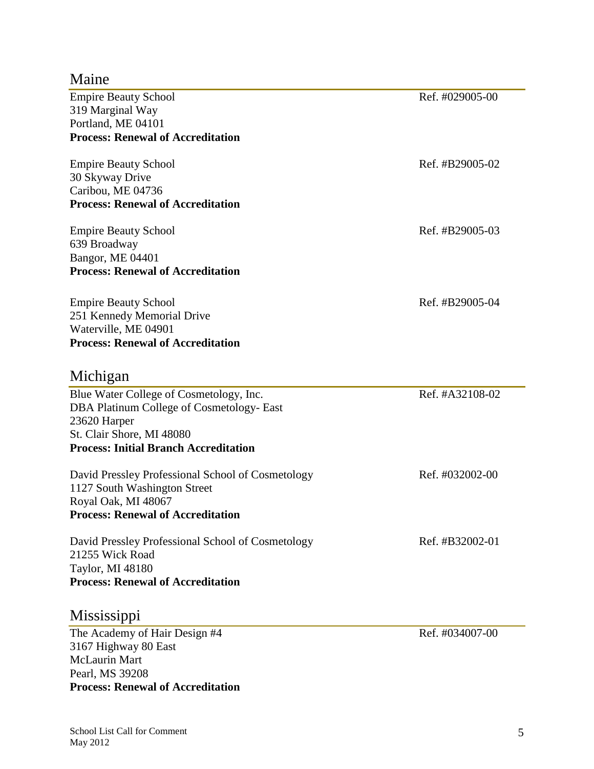## Maine

Empire Beauty School
319 Marginal Way
Portland, ME 04101
**Process: Renewal of Accreditation**

Ref. #029005-00

Empire Beauty School
30 Skyway Drive
Caribou, ME 04736
**Process: Renewal of Accreditation**

Ref. #B29005-02

Empire Beauty School
639 Broadway
Bangor, ME 04401
**Process: Renewal of Accreditation**

Ref. #B29005-03

Empire Beauty School
251 Kennedy Memorial Drive
Waterville, ME 04901
**Process: Renewal of Accreditation**

Ref. #B29005-04

## Michigan

Blue Water College of Cosmetology, Inc.
DBA Platinum College of Cosmetology- East
23620 Harper
St. Clair Shore, MI 48080
**Process: Initial Branch Accreditation**

Ref. #A32108-02

David Pressley Professional School of Cosmetology
1127 South Washington Street
Royal Oak, MI 48067
**Process: Renewal of Accreditation**

Ref. #032002-00

David Pressley Professional School of Cosmetology
21255 Wick Road
Taylor, MI 48180
**Process: Renewal of Accreditation**

Ref. #B32002-01

## Mississippi

The Academy of Hair Design #4
3167 Highway 80 East
McLaurin Mart
Pearl, MS 39208
**Process: Renewal of Accreditation**

Ref. #034007-00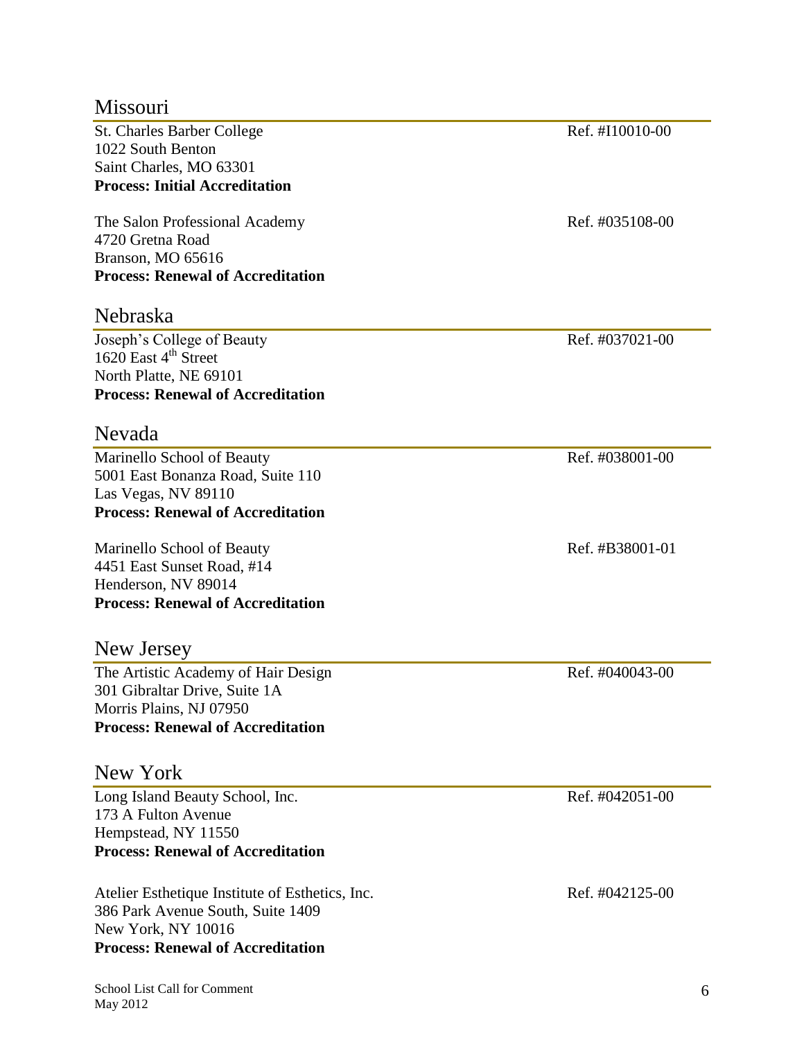## Missouri

St. Charles Barber College — Ref. #I10010-00
1022 South Benton
Saint Charles, MO 63301
**Process: Initial Accreditation**

The Salon Professional Academy — Ref. #035108-00
4720 Gretna Road
Branson, MO 65616
**Process: Renewal of Accreditation**

## Nebraska

Joseph's College of Beauty — Ref. #037021-00
1620 East 4th Street
North Platte, NE 69101
**Process: Renewal of Accreditation**

## Nevada

Marinello School of Beauty — Ref. #038001-00
5001 East Bonanza Road, Suite 110
Las Vegas, NV 89110
**Process: Renewal of Accreditation**

Marinello School of Beauty — Ref. #B38001-01
4451 East Sunset Road, #14
Henderson, NV 89014
**Process: Renewal of Accreditation**

## New Jersey

The Artistic Academy of Hair Design — Ref. #040043-00
301 Gibraltar Drive, Suite 1A
Morris Plains, NJ 07950
**Process: Renewal of Accreditation**

## New York

Long Island Beauty School, Inc. — Ref. #042051-00
173 A Fulton Avenue
Hempstead, NY 11550
**Process: Renewal of Accreditation**

Atelier Esthetique Institute of Esthetics, Inc. — Ref. #042125-00
386 Park Avenue South, Suite 1409
New York, NY 10016
**Process: Renewal of Accreditation**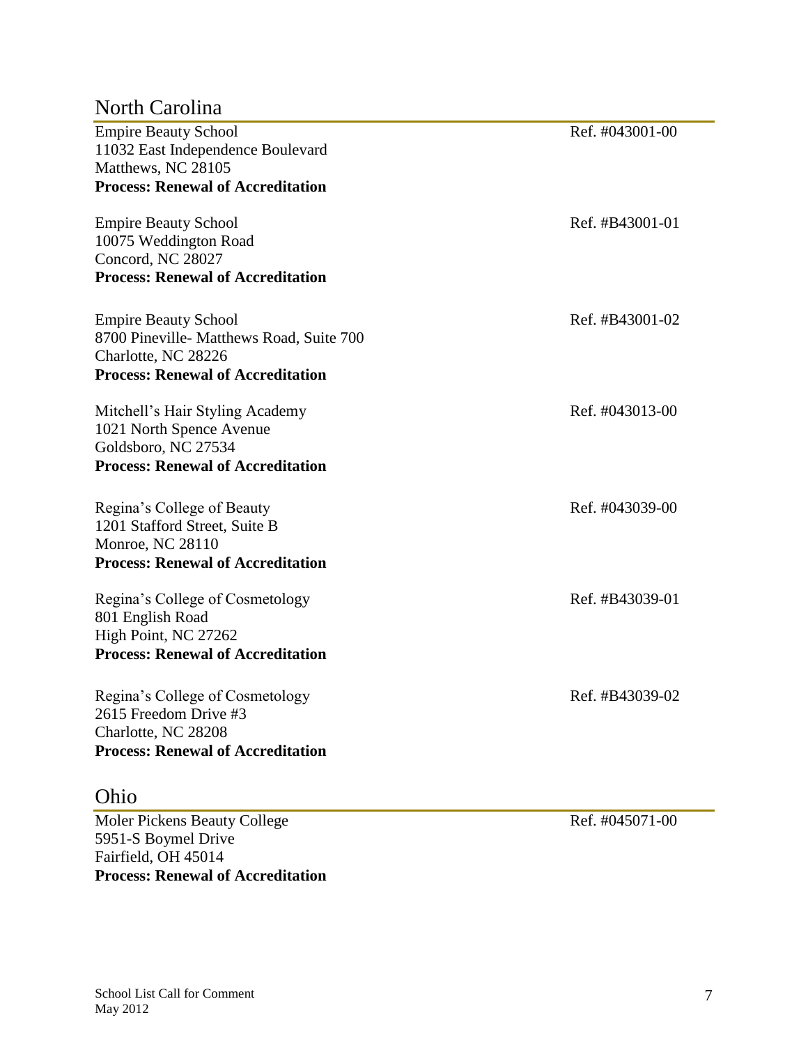## North Carolina

Empire Beauty School
11032 East Independence Boulevard
Matthews, NC 28105
**Process: Renewal of Accreditation**

Ref. #043001-00

Empire Beauty School
10075 Weddington Road
Concord, NC 28027
**Process: Renewal of Accreditation**

Ref. #B43001-01

Empire Beauty School
8700 Pineville- Matthews Road, Suite 700
Charlotte, NC 28226
**Process: Renewal of Accreditation**

Ref. #B43001-02

Mitchell's Hair Styling Academy
1021 North Spence Avenue
Goldsboro, NC 27534
**Process: Renewal of Accreditation**

Ref. #043013-00

Regina's College of Beauty
1201 Stafford Street, Suite B
Monroe, NC 28110
**Process: Renewal of Accreditation**

Ref. #043039-00

Regina's College of Cosmetology
801 English Road
High Point, NC 27262
**Process: Renewal of Accreditation**

Ref. #B43039-01

Regina's College of Cosmetology
2615 Freedom Drive #3
Charlotte, NC 28208
**Process: Renewal of Accreditation**

Ref. #B43039-02

## Ohio

Moler Pickens Beauty College
5951-S Boymel Drive
Fairfield, OH 45014
**Process: Renewal of Accreditation**

Ref. #045071-00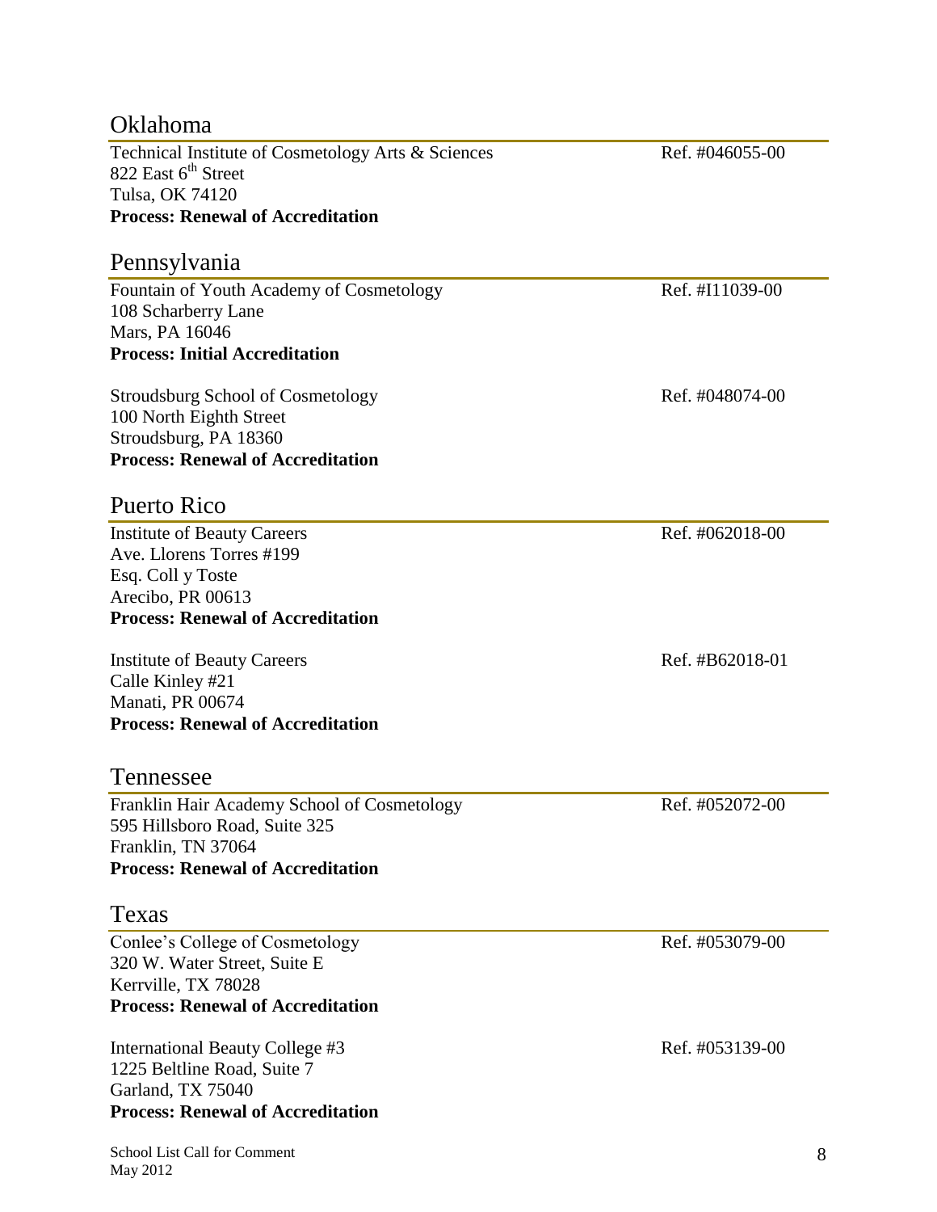## Oklahoma

Technical Institute of Cosmetology Arts & Sciences — Ref. #046055-00
822 East 6th Street
Tulsa, OK 74120
**Process: Renewal of Accreditation**

## Pennsylvania

Fountain of Youth Academy of Cosmetology — Ref. #I11039-00
108 Scharberry Lane
Mars, PA 16046
**Process: Initial Accreditation**

Stroudsburg School of Cosmetology — Ref. #048074-00
100 North Eighth Street
Stroudsburg, PA 18360
**Process: Renewal of Accreditation**

## Puerto Rico

Institute of Beauty Careers — Ref. #062018-00
Ave. Llorens Torres #199
Esq. Coll y Toste
Arecibo, PR 00613
**Process: Renewal of Accreditation**

Institute of Beauty Careers — Ref. #B62018-01
Calle Kinley #21
Manati, PR 00674
**Process: Renewal of Accreditation**

## Tennessee

Franklin Hair Academy School of Cosmetology — Ref. #052072-00
595 Hillsboro Road, Suite 325
Franklin, TN 37064
**Process: Renewal of Accreditation**

## Texas

Conlee's College of Cosmetology — Ref. #053079-00
320 W. Water Street, Suite E
Kerrville, TX 78028
**Process: Renewal of Accreditation**

International Beauty College #3 — Ref. #053139-00
1225 Beltline Road, Suite 7
Garland, TX 75040
**Process: Renewal of Accreditation**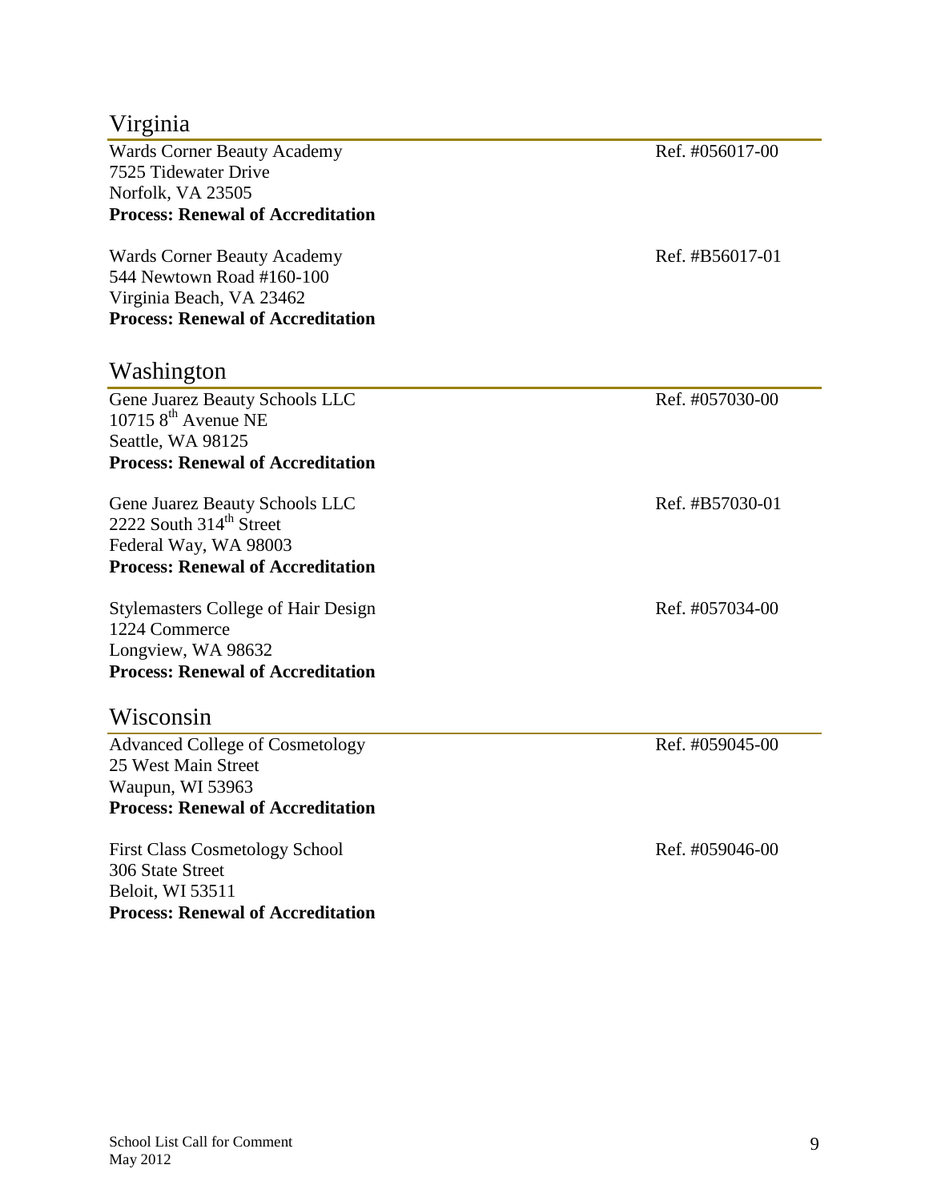## Virginia

Wards Corner Beauty Academy
7525 Tidewater Drive
Norfolk, VA 23505
**Process: Renewal of Accreditation**

Ref. #056017-00

Wards Corner Beauty Academy
544 Newtown Road #160-100
Virginia Beach, VA 23462
**Process: Renewal of Accreditation**

Ref. #B56017-01

## Washington

Gene Juarez Beauty Schools LLC
10715 8th Avenue NE
Seattle, WA 98125
**Process: Renewal of Accreditation**

Ref. #057030-00

Gene Juarez Beauty Schools LLC
2222 South 314th Street
Federal Way, WA 98003
**Process: Renewal of Accreditation**

Ref. #B57030-01

Stylemasters College of Hair Design
1224 Commerce
Longview, WA 98632
**Process: Renewal of Accreditation**

Ref. #057034-00

## Wisconsin

Advanced College of Cosmetology
25 West Main Street
Waupun, WI 53963
**Process: Renewal of Accreditation**

Ref. #059045-00

First Class Cosmetology School
306 State Street
Beloit, WI 53511
**Process: Renewal of Accreditation**

Ref. #059046-00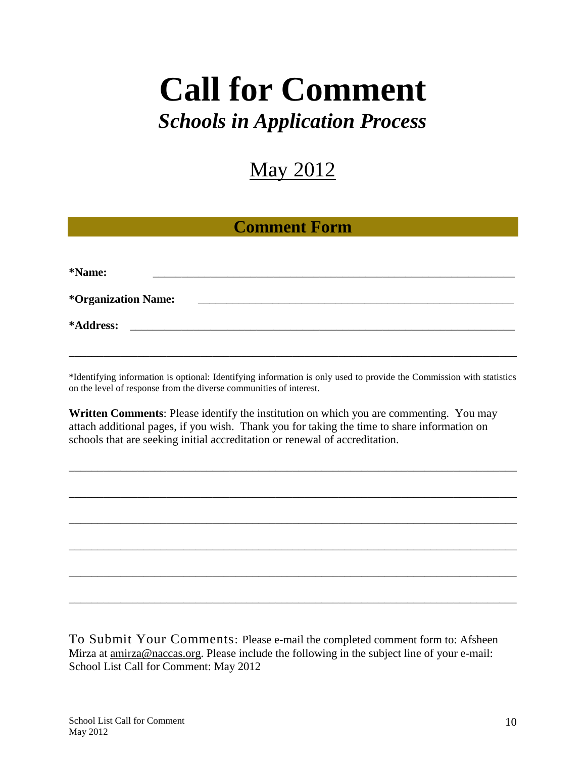# Call for Comment

## *Schools in Application Process*

May 2012

## Comment Form

**\*Name:** ________________________________________________________________

**\*Organization Name:** ________________________________________________________

**\*Address:** ______________________________________________________________

_______________________________________________________________________________

\*Identifying information is optional: Identifying information is only used to provide the Commission with statistics on the level of response from the diverse communities of interest.

**Written Comments**: Please identify the institution on which you are commenting. You may attach additional pages, if you wish. Thank you for taking the time to share information on schools that are seeking initial accreditation or renewal of accreditation.

_______________________________________________________________________________

_______________________________________________________________________________

_______________________________________________________________________________

_______________________________________________________________________________

_______________________________________________________________________________

_______________________________________________________________________________

To Submit Your Comments: Please e-mail the completed comment form to: Afsheen Mirza at amirza@naccas.org. Please include the following in the subject line of your e-mail: School List Call for Comment: May 2012